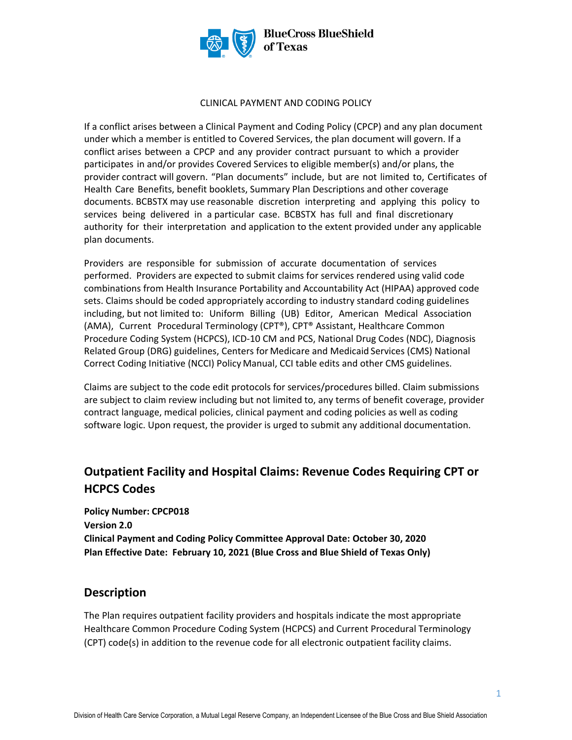CLINICAL PAYMENT AND CODING POLICY

If a conflict arises between a Clinical Payment and Coding Policy (CPCP) and any plan document under which a member is entitled to Covered Services, the plan document will govern. If a conflict arises between a CPCP and any provider contract pursuant to which a provider participates in and/or provides Covered Services to eligible member(s) and/or plans, the provider contract will govern. "Plan documents" include, but are not limited to, Certificates of Health Care Benefits, benefit booklets, Summary Plan Descriptions and other coverage documents. BCBSTX may use reasonable discretion interpreting and applying this policy to services being delivered in a particular case. BCBSTX has full and final discretionary authority for their interpretation and application to the extent provided under any applicable plan documents.

Providers are responsible for submission of accurate documentation of services performed. Providers are expected to submit claims for services rendered using valid code combinations from Health Insurance Portability and Accountability Act (HIPAA) approved code sets. Claims should be coded appropriately according to industry standard coding guidelines including, but not limited to: Uniform Billing (UB) Editor, American Medical Association (AMA), Current Procedural Terminology (CPT®), CPT® Assistant, Healthcare Common Procedure Coding System (HCPCS), ICD-10 CM and PCS, National Drug Codes (NDC), Diagnosis Related Group (DRG) guidelines, Centers for Medicare and Medicaid Services (CMS) National Correct Coding Initiative (NCCI) Policy Manual, CCI table edits and other CMS guidelines.

Claims are subject to the code edit protocols for services/procedures billed. Claim submissions are subject to claim review including but not limited to, any terms of benefit coverage, provider contract language, medical policies, clinical payment and coding policies as well as coding software logic. Upon request, the provider is urged to submit any additional documentation.

# Outpatient Facility and Hospital Claims: Revenue Codes Requiring CPT or HCPCS Codes

**Policy Number: CPCP018**
**Version 2.0**
**Clinical Payment and Coding Policy Committee Approval Date: October 30, 2020**
**Plan Effective Date: February 10, 2021 (Blue Cross and Blue Shield of Texas Only)**

## Description

The Plan requires outpatient facility providers and hospitals indicate the most appropriate Healthcare Common Procedure Coding System (HCPCS) and Current Procedural Terminology (CPT) code(s) in addition to the revenue code for all electronic outpatient facility claims.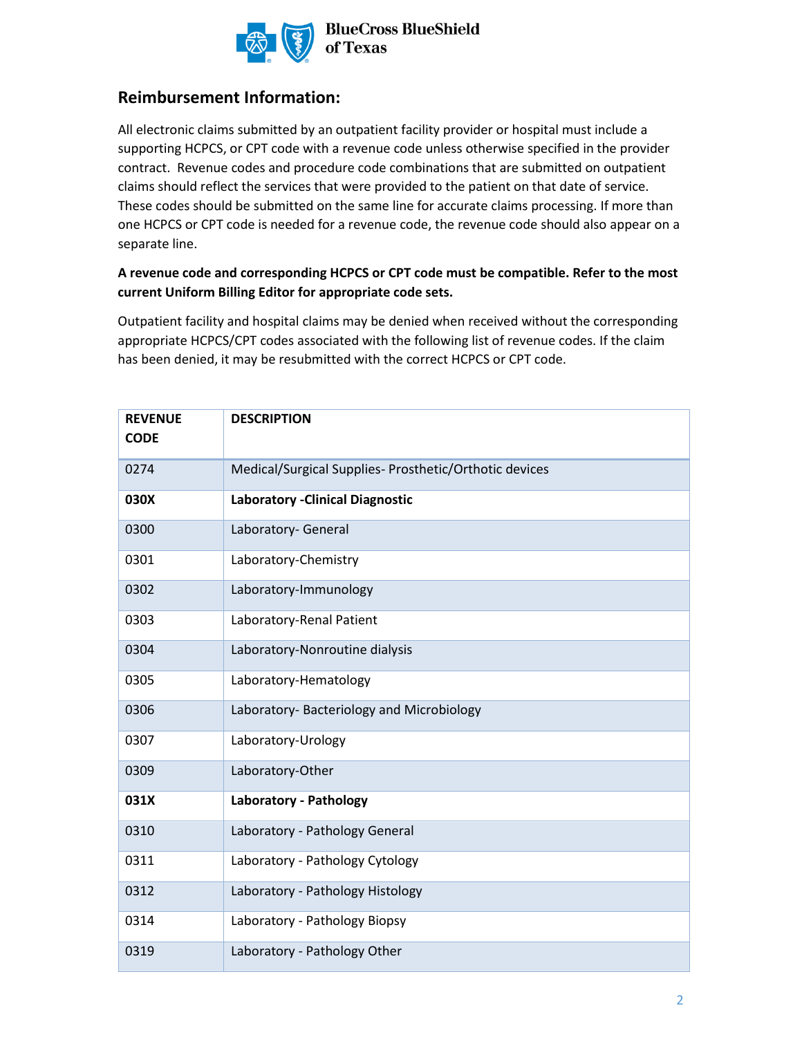## Reimbursement Information:

All electronic claims submitted by an outpatient facility provider or hospital must include a supporting HCPCS, or CPT code with a revenue code unless otherwise specified in the provider contract. Revenue codes and procedure code combinations that are submitted on outpatient claims should reflect the services that were provided to the patient on that date of service. These codes should be submitted on the same line for accurate claims processing. If more than one HCPCS or CPT code is needed for a revenue code, the revenue code should also appear on a separate line.

**A revenue code and corresponding HCPCS or CPT code must be compatible. Refer to the most current Uniform Billing Editor for appropriate code sets.**

Outpatient facility and hospital claims may be denied when received without the corresponding appropriate HCPCS/CPT codes associated with the following list of revenue codes. If the claim has been denied, it may be resubmitted with the correct HCPCS or CPT code.

| REVENUE CODE | DESCRIPTION |
|---|---|
| 0274 | Medical/Surgical Supplies- Prosthetic/Orthotic devices |
| **030X** | **Laboratory -Clinical Diagnostic** |
| 0300 | Laboratory- General |
| 0301 | Laboratory-Chemistry |
| 0302 | Laboratory-Immunology |
| 0303 | Laboratory-Renal Patient |
| 0304 | Laboratory-Nonroutine dialysis |
| 0305 | Laboratory-Hematology |
| 0306 | Laboratory- Bacteriology and Microbiology |
| 0307 | Laboratory-Urology |
| 0309 | Laboratory-Other |
| **031X** | **Laboratory - Pathology** |
| 0310 | Laboratory - Pathology General |
| 0311 | Laboratory - Pathology Cytology |
| 0312 | Laboratory - Pathology Histology |
| 0314 | Laboratory - Pathology Biopsy |
| 0319 | Laboratory - Pathology Other |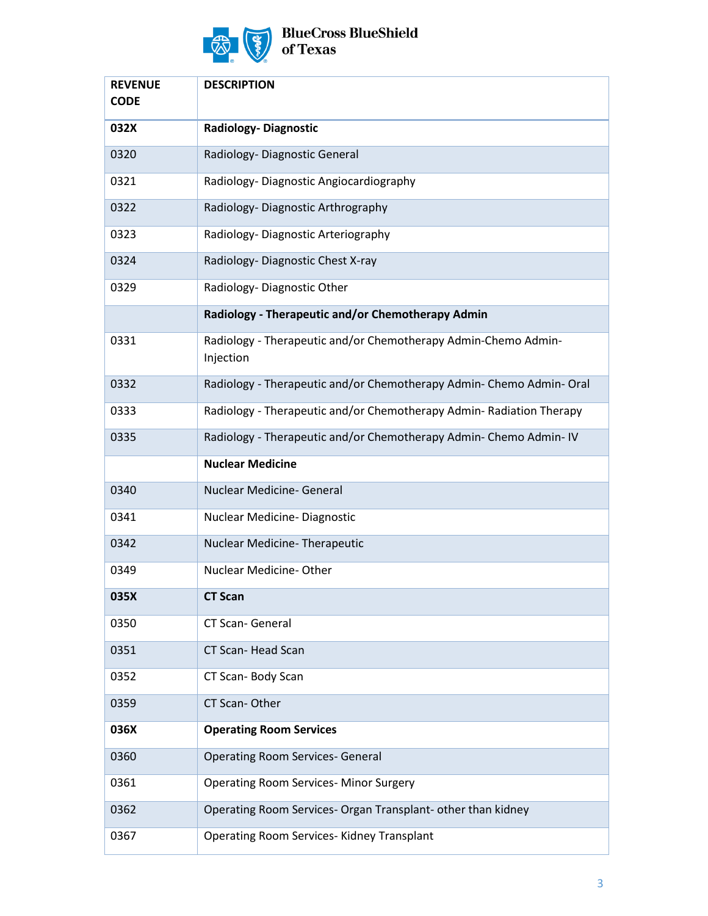| REVENUE CODE | DESCRIPTION |
|---|---|
| **032X** | **Radiology- Diagnostic** |
| 0320 | Radiology- Diagnostic General |
| 0321 | Radiology- Diagnostic Angiocardiography |
| 0322 | Radiology- Diagnostic Arthrography |
| 0323 | Radiology- Diagnostic Arteriography |
| 0324 | Radiology- Diagnostic Chest X-ray |
| 0329 | Radiology- Diagnostic Other |
| | **Radiology - Therapeutic and/or Chemotherapy Admin** |
| 0331 | Radiology - Therapeutic and/or Chemotherapy Admin-Chemo Admin-Injection |
| 0332 | Radiology - Therapeutic and/or Chemotherapy Admin- Chemo Admin- Oral |
| 0333 | Radiology - Therapeutic and/or Chemotherapy Admin- Radiation Therapy |
| 0335 | Radiology - Therapeutic and/or Chemotherapy Admin- Chemo Admin- IV |
| | **Nuclear Medicine** |
| 0340 | Nuclear Medicine- General |
| 0341 | Nuclear Medicine- Diagnostic |
| 0342 | Nuclear Medicine- Therapeutic |
| 0349 | Nuclear Medicine- Other |
| **035X** | **CT Scan** |
| 0350 | CT Scan- General |
| 0351 | CT Scan- Head Scan |
| 0352 | CT Scan- Body Scan |
| 0359 | CT Scan- Other |
| **036X** | **Operating Room Services** |
| 0360 | Operating Room Services- General |
| 0361 | Operating Room Services- Minor Surgery |
| 0362 | Operating Room Services- Organ Transplant- other than kidney |
| 0367 | Operating Room Services- Kidney Transplant |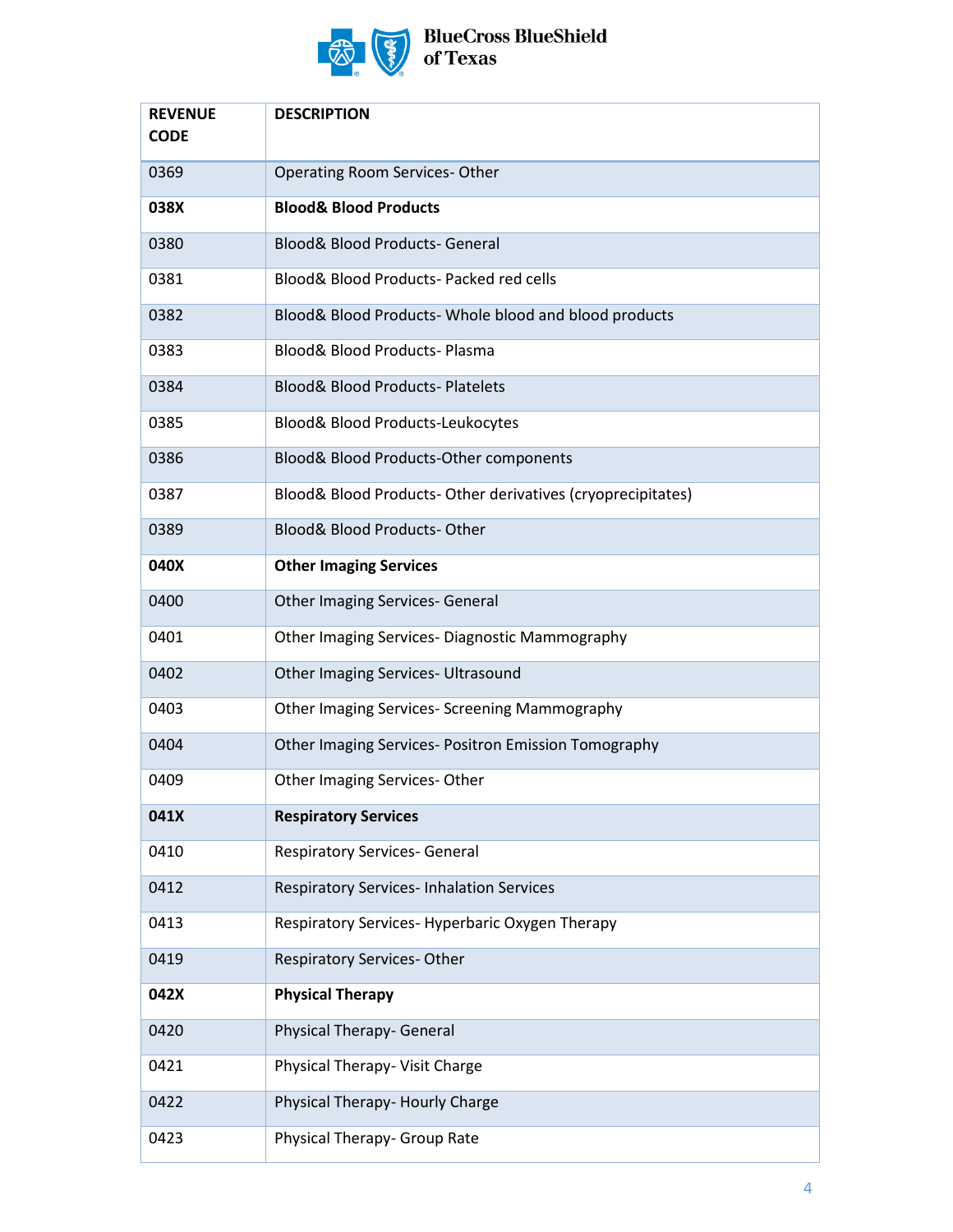| REVENUE CODE | DESCRIPTION |
|---|---|
| 0369 | Operating Room Services- Other |
| **038X** | **Blood& Blood Products** |
| 0380 | Blood& Blood Products- General |
| 0381 | Blood& Blood Products- Packed red cells |
| 0382 | Blood& Blood Products- Whole blood and blood products |
| 0383 | Blood& Blood Products- Plasma |
| 0384 | Blood& Blood Products- Platelets |
| 0385 | Blood& Blood Products-Leukocytes |
| 0386 | Blood& Blood Products-Other components |
| 0387 | Blood& Blood Products- Other derivatives (cryoprecipitates) |
| 0389 | Blood& Blood Products- Other |
| **040X** | **Other Imaging Services** |
| 0400 | Other Imaging Services- General |
| 0401 | Other Imaging Services- Diagnostic Mammography |
| 0402 | Other Imaging Services- Ultrasound |
| 0403 | Other Imaging Services- Screening Mammography |
| 0404 | Other Imaging Services- Positron Emission Tomography |
| 0409 | Other Imaging Services- Other |
| **041X** | **Respiratory Services** |
| 0410 | Respiratory Services- General |
| 0412 | Respiratory Services- Inhalation Services |
| 0413 | Respiratory Services- Hyperbaric Oxygen Therapy |
| 0419 | Respiratory Services- Other |
| **042X** | **Physical Therapy** |
| 0420 | Physical Therapy- General |
| 0421 | Physical Therapy- Visit Charge |
| 0422 | Physical Therapy- Hourly Charge |
| 0423 | Physical Therapy- Group Rate |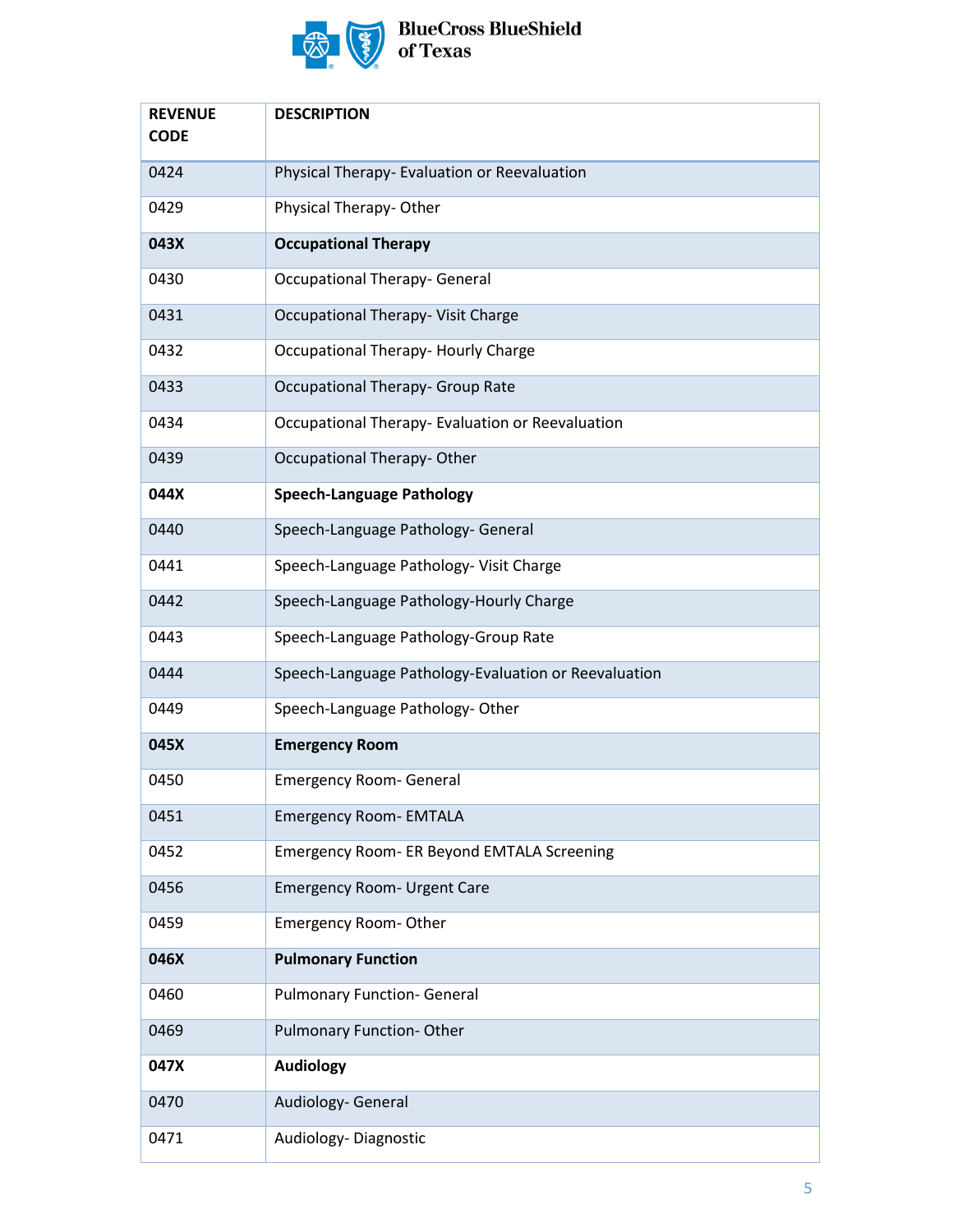| REVENUE CODE | DESCRIPTION |
|---|---|
| 0424 | Physical Therapy- Evaluation or Reevaluation |
| 0429 | Physical Therapy- Other |
| **043X** | **Occupational Therapy** |
| 0430 | Occupational Therapy- General |
| 0431 | Occupational Therapy- Visit Charge |
| 0432 | Occupational Therapy- Hourly Charge |
| 0433 | Occupational Therapy- Group Rate |
| 0434 | Occupational Therapy- Evaluation or Reevaluation |
| 0439 | Occupational Therapy- Other |
| **044X** | **Speech-Language Pathology** |
| 0440 | Speech-Language Pathology- General |
| 0441 | Speech-Language Pathology- Visit Charge |
| 0442 | Speech-Language Pathology-Hourly Charge |
| 0443 | Speech-Language Pathology-Group Rate |
| 0444 | Speech-Language Pathology-Evaluation or Reevaluation |
| 0449 | Speech-Language Pathology- Other |
| **045X** | **Emergency Room** |
| 0450 | Emergency Room- General |
| 0451 | Emergency Room- EMTALA |
| 0452 | Emergency Room- ER Beyond EMTALA Screening |
| 0456 | Emergency Room- Urgent Care |
| 0459 | Emergency Room- Other |
| **046X** | **Pulmonary Function** |
| 0460 | Pulmonary Function- General |
| 0469 | Pulmonary Function- Other |
| **047X** | **Audiology** |
| 0470 | Audiology- General |
| 0471 | Audiology- Diagnostic |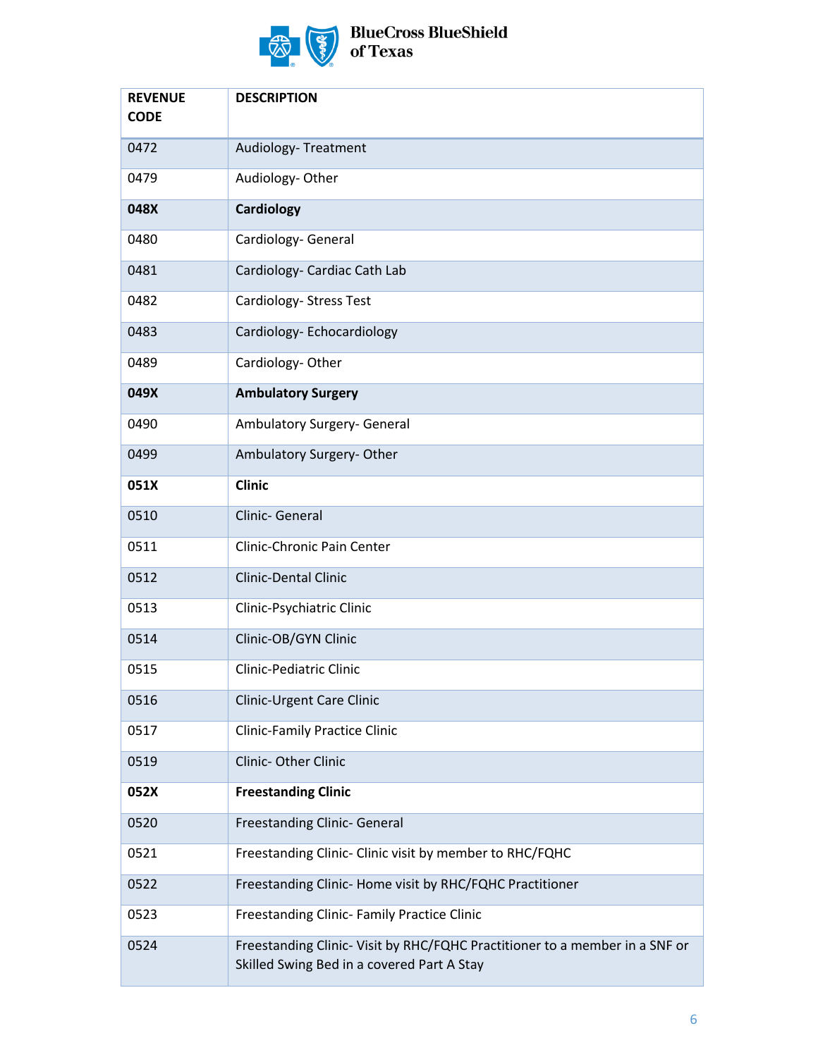| REVENUE CODE | DESCRIPTION |
|---|---|
| 0472 | Audiology- Treatment |
| 0479 | Audiology- Other |
| **048X** | **Cardiology** |
| 0480 | Cardiology- General |
| 0481 | Cardiology- Cardiac Cath Lab |
| 0482 | Cardiology- Stress Test |
| 0483 | Cardiology- Echocardiology |
| 0489 | Cardiology- Other |
| **049X** | **Ambulatory Surgery** |
| 0490 | Ambulatory Surgery- General |
| 0499 | Ambulatory Surgery- Other |
| **051X** | **Clinic** |
| 0510 | Clinic- General |
| 0511 | Clinic-Chronic Pain Center |
| 0512 | Clinic-Dental Clinic |
| 0513 | Clinic-Psychiatric Clinic |
| 0514 | Clinic-OB/GYN Clinic |
| 0515 | Clinic-Pediatric Clinic |
| 0516 | Clinic-Urgent Care Clinic |
| 0517 | Clinic-Family Practice Clinic |
| 0519 | Clinic- Other Clinic |
| **052X** | **Freestanding Clinic** |
| 0520 | Freestanding Clinic- General |
| 0521 | Freestanding Clinic- Clinic visit by member to RHC/FQHC |
| 0522 | Freestanding Clinic- Home visit by RHC/FQHC Practitioner |
| 0523 | Freestanding Clinic- Family Practice Clinic |
| 0524 | Freestanding Clinic- Visit by RHC/FQHC Practitioner to a member in a SNF or Skilled Swing Bed in a covered Part A Stay |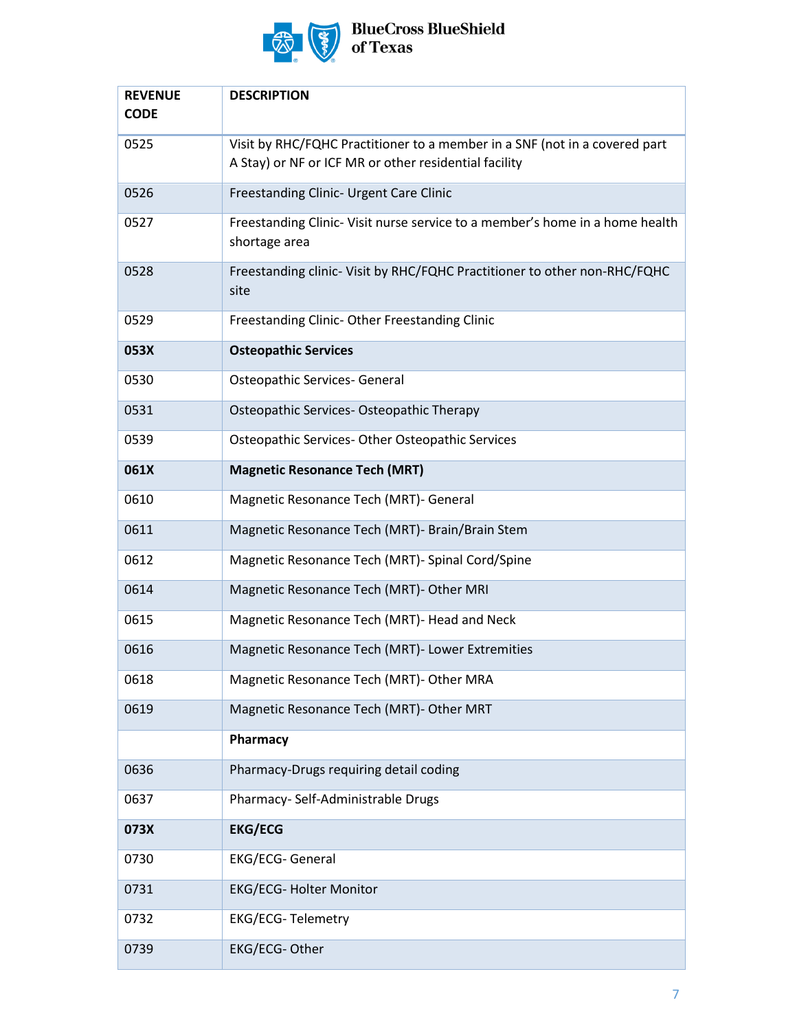| REVENUE CODE | DESCRIPTION |
|---|---|
| 0525 | Visit by RHC/FQHC Practitioner to a member in a SNF (not in a covered part A Stay) or NF or ICF MR or other residential facility |
| 0526 | Freestanding Clinic- Urgent Care Clinic |
| 0527 | Freestanding Clinic- Visit nurse service to a member's home in a home health shortage area |
| 0528 | Freestanding clinic- Visit by RHC/FQHC Practitioner to other non-RHC/FQHC site |
| 0529 | Freestanding Clinic- Other Freestanding Clinic |
| **053X** | **Osteopathic Services** |
| 0530 | Osteopathic Services- General |
| 0531 | Osteopathic Services- Osteopathic Therapy |
| 0539 | Osteopathic Services- Other Osteopathic Services |
| **061X** | **Magnetic Resonance Tech (MRT)** |
| 0610 | Magnetic Resonance Tech (MRT)- General |
| 0611 | Magnetic Resonance Tech (MRT)- Brain/Brain Stem |
| 0612 | Magnetic Resonance Tech (MRT)- Spinal Cord/Spine |
| 0614 | Magnetic Resonance Tech (MRT)- Other MRI |
| 0615 | Magnetic Resonance Tech (MRT)- Head and Neck |
| 0616 | Magnetic Resonance Tech (MRT)- Lower Extremities |
| 0618 | Magnetic Resonance Tech (MRT)- Other MRA |
| 0619 | Magnetic Resonance Tech (MRT)- Other MRT |
| | **Pharmacy** |
| 0636 | Pharmacy-Drugs requiring detail coding |
| 0637 | Pharmacy- Self-Administrable Drugs |
| **073X** | **EKG/ECG** |
| 0730 | EKG/ECG- General |
| 0731 | EKG/ECG- Holter Monitor |
| 0732 | EKG/ECG- Telemetry |
| 0739 | EKG/ECG- Other |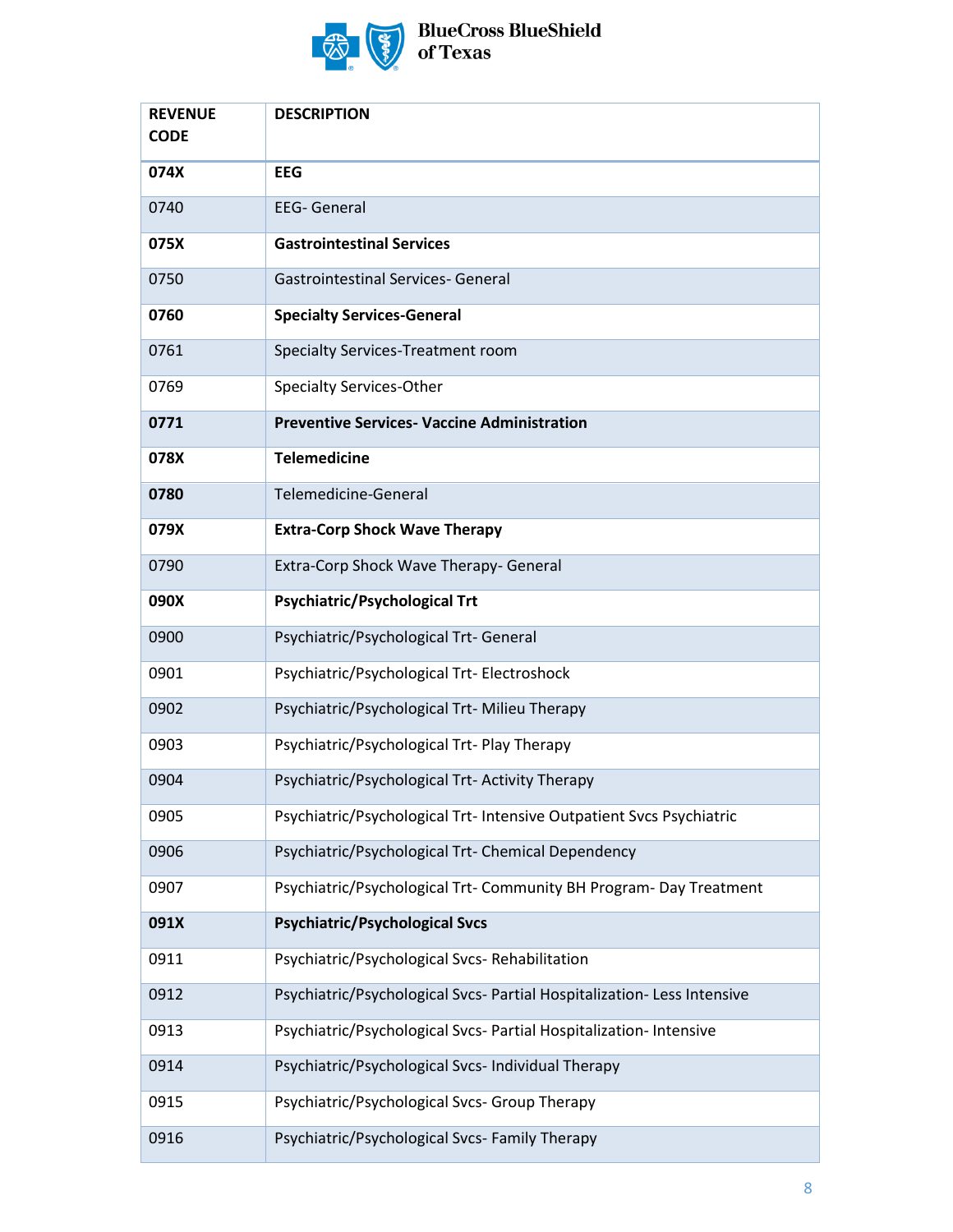| **REVENUE CODE** | **DESCRIPTION** |
|---|---|
| **074X** | **EEG** |
| 0740 | EEG- General |
| **075X** | **Gastrointestinal Services** |
| 0750 | Gastrointestinal Services- General |
| **0760** | **Specialty Services-General** |
| 0761 | Specialty Services-Treatment room |
| 0769 | Specialty Services-Other |
| **0771** | **Preventive Services- Vaccine Administration** |
| **078X** | **Telemedicine** |
| **0780** | Telemedicine-General |
| **079X** | **Extra-Corp Shock Wave Therapy** |
| 0790 | Extra-Corp Shock Wave Therapy- General |
| **090X** | **Psychiatric/Psychological Trt** |
| 0900 | Psychiatric/Psychological Trt- General |
| 0901 | Psychiatric/Psychological Trt- Electroshock |
| 0902 | Psychiatric/Psychological Trt- Milieu Therapy |
| 0903 | Psychiatric/Psychological Trt- Play Therapy |
| 0904 | Psychiatric/Psychological Trt- Activity Therapy |
| 0905 | Psychiatric/Psychological Trt- Intensive Outpatient Svcs Psychiatric |
| 0906 | Psychiatric/Psychological Trt- Chemical Dependency |
| 0907 | Psychiatric/Psychological Trt- Community BH Program- Day Treatment |
| **091X** | **Psychiatric/Psychological Svcs** |
| 0911 | Psychiatric/Psychological Svcs- Rehabilitation |
| 0912 | Psychiatric/Psychological Svcs- Partial Hospitalization- Less Intensive |
| 0913 | Psychiatric/Psychological Svcs- Partial Hospitalization- Intensive |
| 0914 | Psychiatric/Psychological Svcs- Individual Therapy |
| 0915 | Psychiatric/Psychological Svcs- Group Therapy |
| 0916 | Psychiatric/Psychological Svcs- Family Therapy |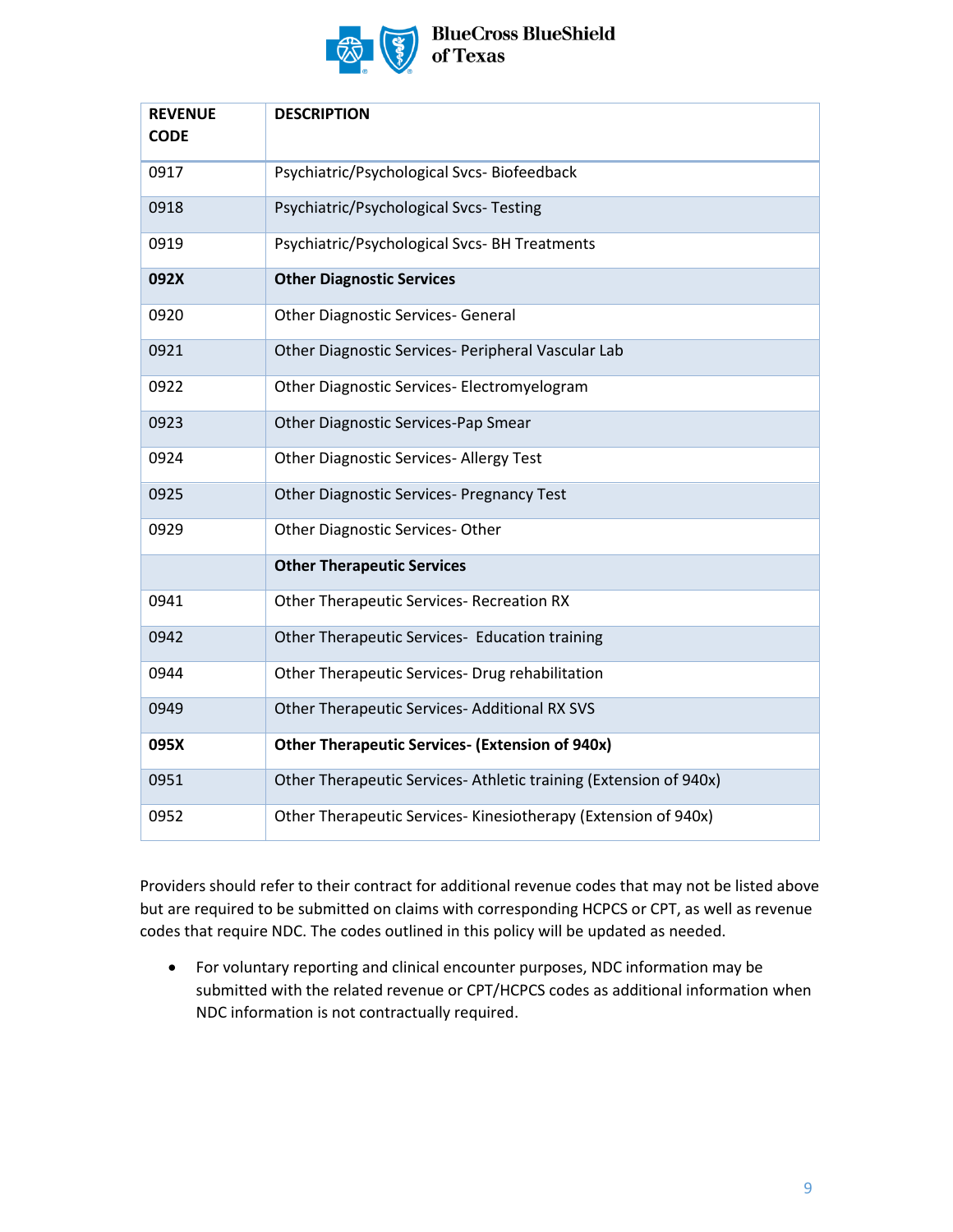| REVENUE CODE | DESCRIPTION |
|---|---|
| 0917 | Psychiatric/Psychological Svcs- Biofeedback |
| 0918 | Psychiatric/Psychological Svcs- Testing |
| 0919 | Psychiatric/Psychological Svcs- BH Treatments |
| **092X** | **Other Diagnostic Services** |
| 0920 | Other Diagnostic Services- General |
| 0921 | Other Diagnostic Services- Peripheral Vascular Lab |
| 0922 | Other Diagnostic Services- Electromyelogram |
| 0923 | Other Diagnostic Services-Pap Smear |
| 0924 | Other Diagnostic Services- Allergy Test |
| 0925 | Other Diagnostic Services- Pregnancy Test |
| 0929 | Other Diagnostic Services- Other |
| | **Other Therapeutic Services** |
| 0941 | Other Therapeutic Services- Recreation RX |
| 0942 | Other Therapeutic Services- Education training |
| 0944 | Other Therapeutic Services- Drug rehabilitation |
| 0949 | Other Therapeutic Services- Additional RX SVS |
| **095X** | **Other Therapeutic Services- (Extension of 940x)** |
| 0951 | Other Therapeutic Services- Athletic training (Extension of 940x) |
| 0952 | Other Therapeutic Services- Kinesiotherapy (Extension of 940x) |

Providers should refer to their contract for additional revenue codes that may not be listed above but are required to be submitted on claims with corresponding HCPCS or CPT, as well as revenue codes that require NDC. The codes outlined in this policy will be updated as needed.

- For voluntary reporting and clinical encounter purposes, NDC information may be submitted with the related revenue or CPT/HCPCS codes as additional information when NDC information is not contractually required.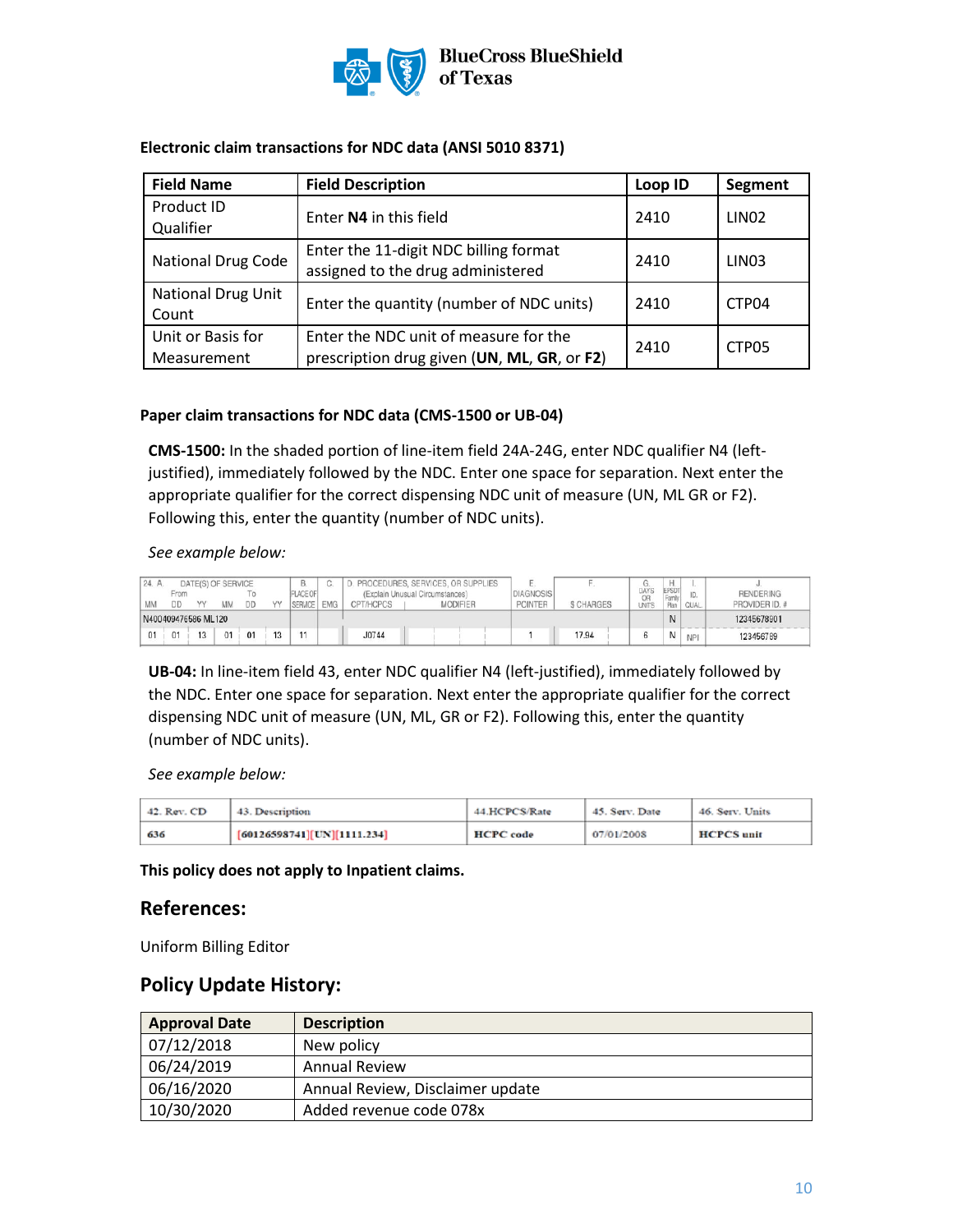**Electronic claim transactions for NDC data (ANSI 5010 8371)**

| Field Name | Field Description | Loop ID | Segment |
|---|---|---|---|
| Product ID Qualifier | Enter **N4** in this field | 2410 | LIN02 |
| National Drug Code | Enter the 11-digit NDC billing format assigned to the drug administered | 2410 | LIN03 |
| National Drug Unit Count | Enter the quantity (number of NDC units) | 2410 | CTP04 |
| Unit or Basis for Measurement | Enter the NDC unit of measure for the prescription drug given (**UN**, **ML**, **GR**, or **F2**) | 2410 | CTP05 |

**Paper claim transactions for NDC data (CMS-1500 or UB-04)**

**CMS-1500:** In the shaded portion of line-item field 24A-24G, enter NDC qualifier N4 (left-justified), immediately followed by the NDC. Enter one space for separation. Next enter the appropriate qualifier for the correct dispensing NDC unit of measure (UN, ML GR or F2). Following this, enter the quantity (number of NDC units).

*See example below:*

| 24. A. DATE(S) OF SERVICE From MM DD YY | To MM DD YY | B. PLACE OF SERVICE | C. EMG | D. PROCEDURES, SERVICES, OR SUPPLIES (Explain Unusual Circumstances) CPT/HCPCS | MODIFIER | E. DIAGNOSIS POINTER | F. $ CHARGES | G. DAYS OR UNITS | H. EPSDT Family Plan | I. ID. QUAL. | J. RENDERING PROVIDER ID. # |
|---|---|---|---|---|---|---|---|---|---|---|---|
| N400409476586 ML120 | | | | | | | | | N | | 12345678901 |
| 01 01 13 | 01 01 13 | 11 | | J0744 | | 1 | 17.94 | 6 | N | NPI | 123456789 |

**UB-04:** In line-item field 43, enter NDC qualifier N4 (left-justified), immediately followed by the NDC. Enter one space for separation. Next enter the appropriate qualifier for the correct dispensing NDC unit of measure (UN, ML, GR or F2). Following this, enter the quantity (number of NDC units).

*See example below:*

| 42. Rev. CD | 43. Description | 44.HCPCS/Rate | 45. Serv. Date | 46. Serv. Units |
|---|---|---|---|---|
| 636 | [60126598741][UN][1111.234] | HCPC code | 07/01/2008 | HCPCS unit |

**This policy does not apply to Inpatient claims.**

## References:

Uniform Billing Editor

## Policy Update History:

| Approval Date | Description |
|---|---|
| 07/12/2018 | New policy |
| 06/24/2019 | Annual Review |
| 06/16/2020 | Annual Review, Disclaimer update |
| 10/30/2020 | Added revenue code 078x |